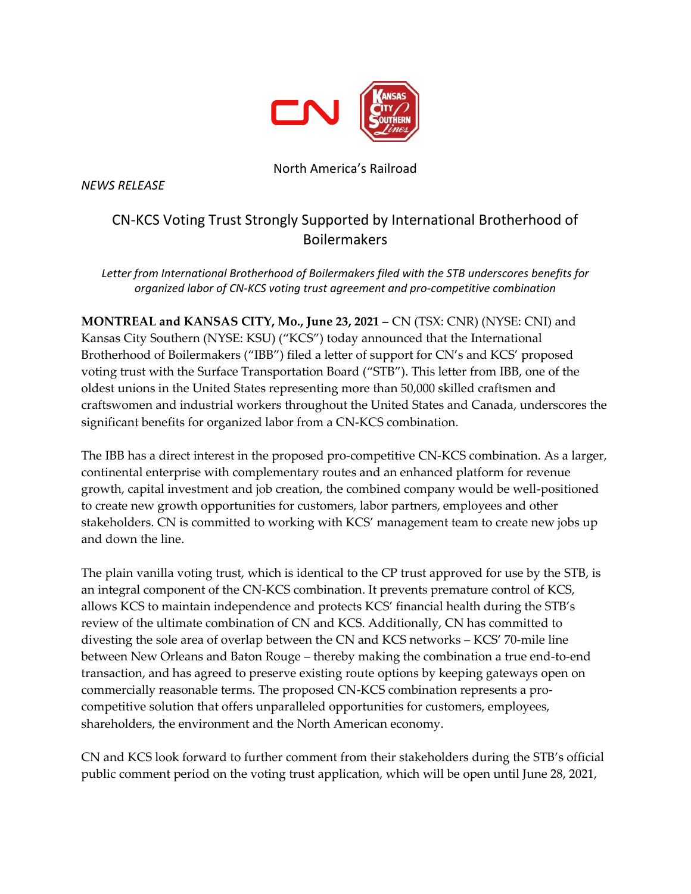North America's Railroad

*NEWS RELEASE*

# CN-KCS Voting Trust Strongly Supported by International Brotherhood of Boilermakers

*Letter from International Brotherhood of Boilermakers filed with the STB underscores benefits for organized labor of CN-KCS voting trust agreement and pro-competitive combination*

**MONTREAL and KANSAS CITY, Mo., June 23, 2021 –** CN (TSX: CNR) (NYSE: CNI) and Kansas City Southern (NYSE: KSU) ("KCS") today announced that the International Brotherhood of Boilermakers ("IBB") filed a letter of support for CN's and KCS' proposed voting trust with the Surface Transportation Board ("STB"). This letter from IBB, one of the oldest unions in the United States representing more than 50,000 skilled craftsmen and craftswomen and industrial workers throughout the United States and Canada, underscores the significant benefits for organized labor from a CN-KCS combination.

The IBB has a direct interest in the proposed pro-competitive CN-KCS combination. As a larger, continental enterprise with complementary routes and an enhanced platform for revenue growth, capital investment and job creation, the combined company would be well-positioned to create new growth opportunities for customers, labor partners, employees and other stakeholders. CN is committed to working with KCS' management team to create new jobs up and down the line.

The plain vanilla voting trust, which is identical to the CP trust approved for use by the STB, is an integral component of the CN-KCS combination. It prevents premature control of KCS, allows KCS to maintain independence and protects KCS' financial health during the STB's review of the ultimate combination of CN and KCS. Additionally, CN has committed to divesting the sole area of overlap between the CN and KCS networks – KCS' 70-mile line between New Orleans and Baton Rouge – thereby making the combination a true end-to-end transaction, and has agreed to preserve existing route options by keeping gateways open on commercially reasonable terms. The proposed CN-KCS combination represents a pro-competitive solution that offers unparalleled opportunities for customers, employees, shareholders, the environment and the North American economy.

CN and KCS look forward to further comment from their stakeholders during the STB's official public comment period on the voting trust application, which will be open until June 28, 2021,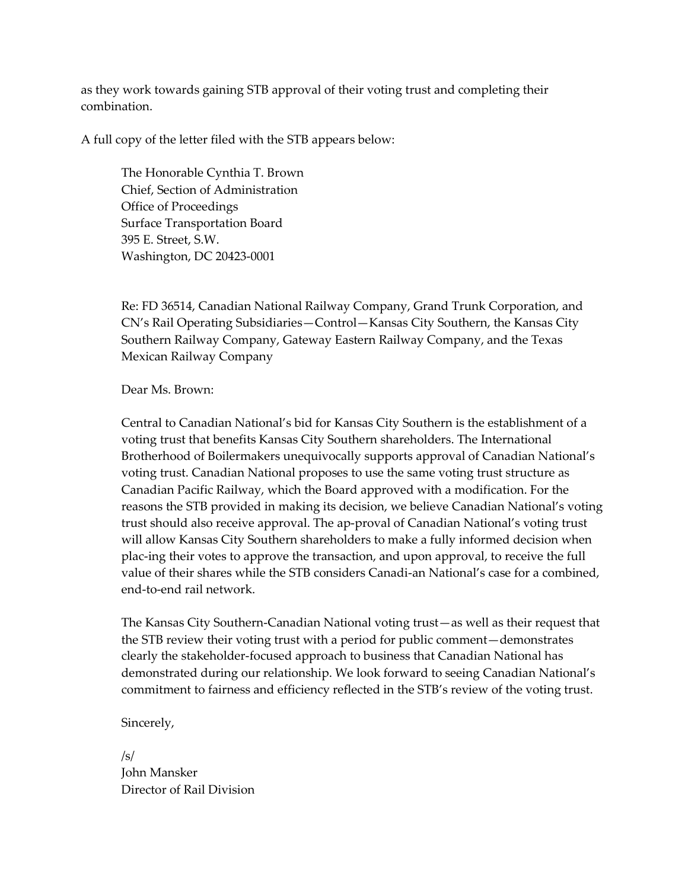as they work towards gaining STB approval of their voting trust and completing their combination.

A full copy of the letter filed with the STB appears below:

> The Honorable Cynthia T. Brown
> Chief, Section of Administration
> Office of Proceedings
> Surface Transportation Board
> 395 E. Street, S.W.
> Washington, DC 20423-0001
>
> Re: FD 36514, Canadian National Railway Company, Grand Trunk Corporation, and CN's Rail Operating Subsidiaries—Control—Kansas City Southern, the Kansas City Southern Railway Company, Gateway Eastern Railway Company, and the Texas Mexican Railway Company
>
> Dear Ms. Brown:
>
> Central to Canadian National's bid for Kansas City Southern is the establishment of a voting trust that benefits Kansas City Southern shareholders. The International Brotherhood of Boilermakers unequivocally supports approval of Canadian National's voting trust. Canadian National proposes to use the same voting trust structure as Canadian Pacific Railway, which the Board approved with a modification. For the reasons the STB provided in making its decision, we believe Canadian National's voting trust should also receive approval. The ap-proval of Canadian National's voting trust will allow Kansas City Southern shareholders to make a fully informed decision when plac-ing their votes to approve the transaction, and upon approval, to receive the full value of their shares while the STB considers Canadi-an National's case for a combined, end-to-end rail network.
>
> The Kansas City Southern-Canadian National voting trust—as well as their request that the STB review their voting trust with a period for public comment—demonstrates clearly the stakeholder-focused approach to business that Canadian National has demonstrated during our relationship. We look forward to seeing Canadian National's commitment to fairness and efficiency reflected in the STB's review of the voting trust.
>
> Sincerely,
>
> /s/
> John Mansker
> Director of Rail Division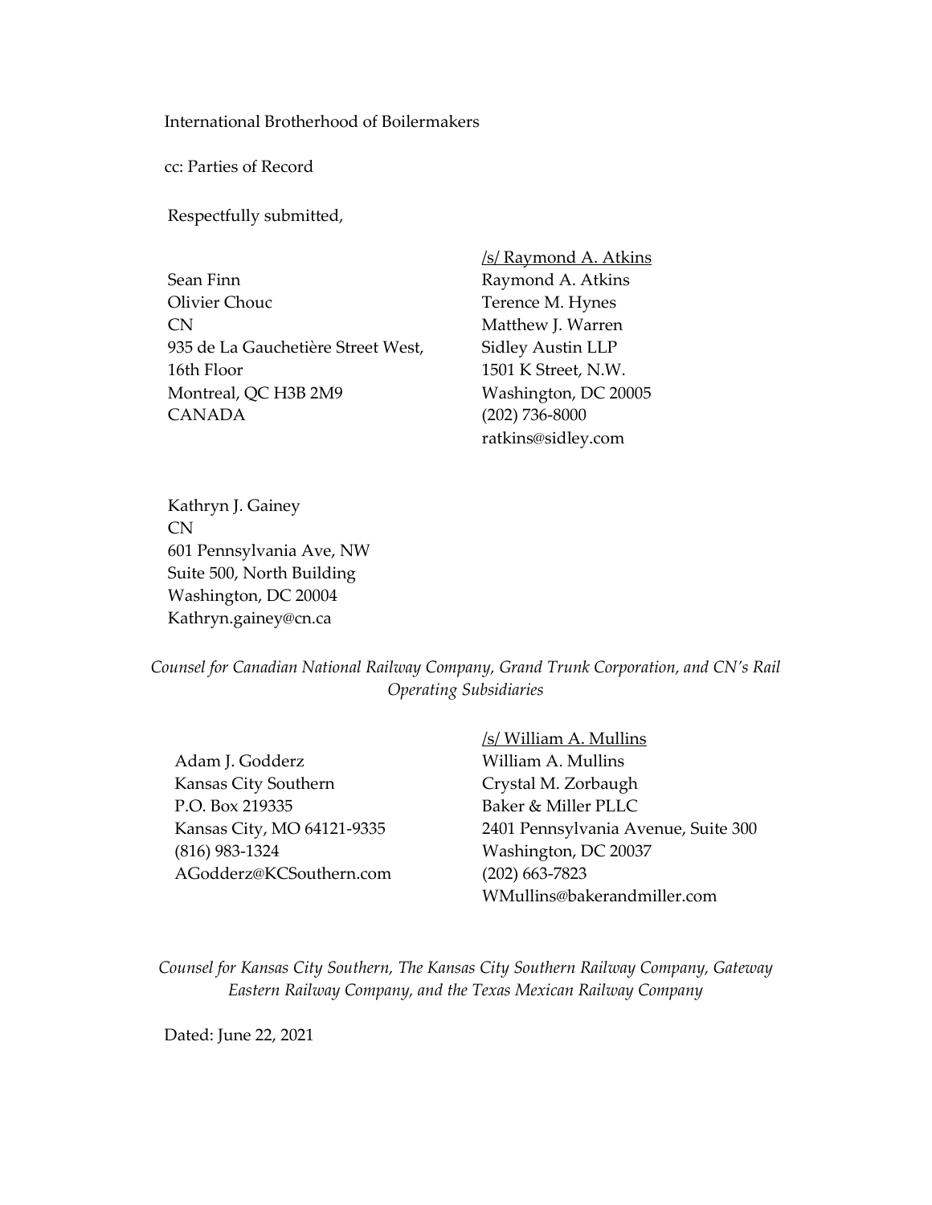International Brotherhood of Boilermakers

cc: Parties of Record

Respectfully submitted,

Sean Finn
Olivier Chouc
CN
935 de La Gauchetière Street West,
16th Floor
Montreal, QC H3B 2M9
CANADA

/s/ Raymond A. Atkins
Raymond A. Atkins
Terence M. Hynes
Matthew J. Warren
Sidley Austin LLP
1501 K Street, N.W.
Washington, DC 20005
(202) 736-8000
ratkins@sidley.com

Kathryn J. Gainey
CN
601 Pennsylvania Ave, NW
Suite 500, North Building
Washington, DC 20004
Kathryn.gainey@cn.ca

*Counsel for Canadian National Railway Company, Grand Trunk Corporation, and CN's Rail Operating Subsidiaries*

Adam J. Godderz
Kansas City Southern
P.O. Box 219335
Kansas City, MO 64121-9335
(816) 983-1324
AGodderz@KCSouthern.com

/s/ William A. Mullins
William A. Mullins
Crystal M. Zorbaugh
Baker & Miller PLLC
2401 Pennsylvania Avenue, Suite 300
Washington, DC 20037
(202) 663-7823
WMullins@bakerandmiller.com

*Counsel for Kansas City Southern, The Kansas City Southern Railway Company, Gateway Eastern Railway Company, and the Texas Mexican Railway Company*

Dated: June 22, 2021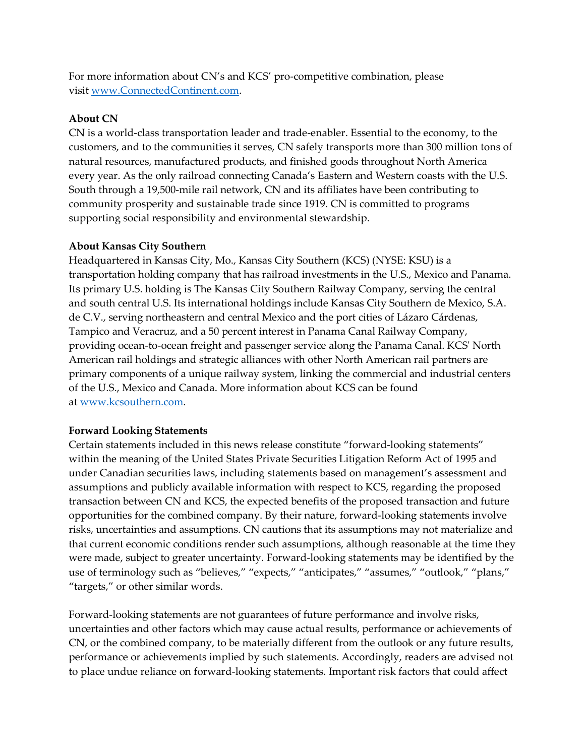For more information about CN's and KCS' pro-competitive combination, please visit [www.ConnectedContinent.com](http://www.ConnectedContinent.com).

**About CN**

CN is a world-class transportation leader and trade-enabler. Essential to the economy, to the customers, and to the communities it serves, CN safely transports more than 300 million tons of natural resources, manufactured products, and finished goods throughout North America every year. As the only railroad connecting Canada's Eastern and Western coasts with the U.S. South through a 19,500-mile rail network, CN and its affiliates have been contributing to community prosperity and sustainable trade since 1919. CN is committed to programs supporting social responsibility and environmental stewardship.

**About Kansas City Southern**

Headquartered in Kansas City, Mo., Kansas City Southern (KCS) (NYSE: KSU) is a transportation holding company that has railroad investments in the U.S., Mexico and Panama. Its primary U.S. holding is The Kansas City Southern Railway Company, serving the central and south central U.S. Its international holdings include Kansas City Southern de Mexico, S.A. de C.V., serving northeastern and central Mexico and the port cities of Lázaro Cárdenas, Tampico and Veracruz, and a 50 percent interest in Panama Canal Railway Company, providing ocean-to-ocean freight and passenger service along the Panama Canal. KCS' North American rail holdings and strategic alliances with other North American rail partners are primary components of a unique railway system, linking the commercial and industrial centers of the U.S., Mexico and Canada. More information about KCS can be found at [www.kcsouthern.com](http://www.kcsouthern.com).

**Forward Looking Statements**

Certain statements included in this news release constitute "forward-looking statements" within the meaning of the United States Private Securities Litigation Reform Act of 1995 and under Canadian securities laws, including statements based on management's assessment and assumptions and publicly available information with respect to KCS, regarding the proposed transaction between CN and KCS, the expected benefits of the proposed transaction and future opportunities for the combined company. By their nature, forward-looking statements involve risks, uncertainties and assumptions. CN cautions that its assumptions may not materialize and that current economic conditions render such assumptions, although reasonable at the time they were made, subject to greater uncertainty. Forward-looking statements may be identified by the use of terminology such as "believes," "expects," "anticipates," "assumes," "outlook," "plans," "targets," or other similar words.

Forward-looking statements are not guarantees of future performance and involve risks, uncertainties and other factors which may cause actual results, performance or achievements of CN, or the combined company, to be materially different from the outlook or any future results, performance or achievements implied by such statements. Accordingly, readers are advised not to place undue reliance on forward-looking statements. Important risk factors that could affect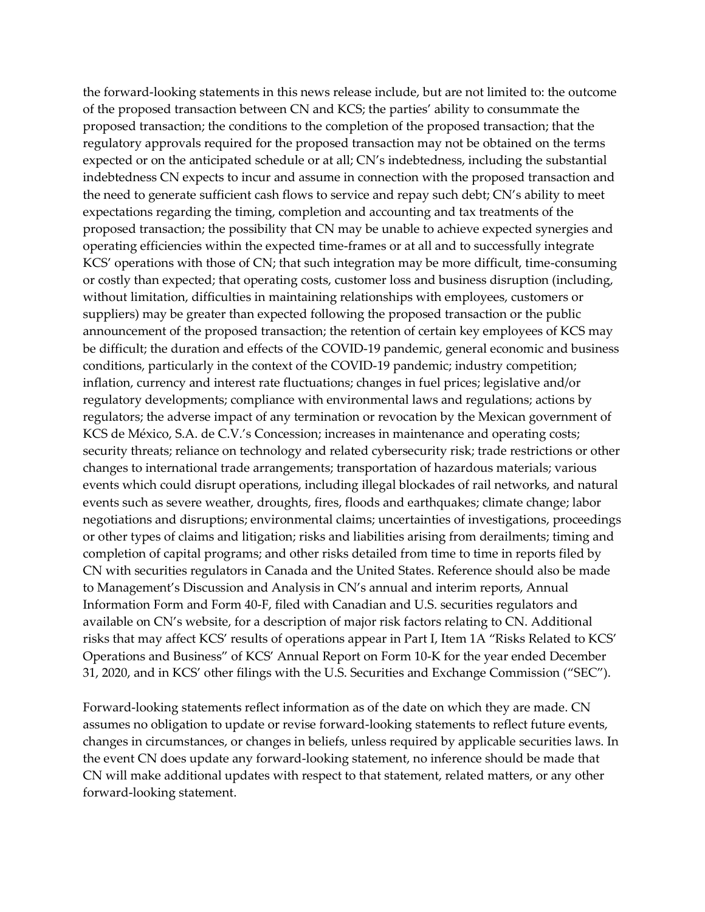the forward-looking statements in this news release include, but are not limited to: the outcome of the proposed transaction between CN and KCS; the parties' ability to consummate the proposed transaction; the conditions to the completion of the proposed transaction; that the regulatory approvals required for the proposed transaction may not be obtained on the terms expected or on the anticipated schedule or at all; CN's indebtedness, including the substantial indebtedness CN expects to incur and assume in connection with the proposed transaction and the need to generate sufficient cash flows to service and repay such debt; CN's ability to meet expectations regarding the timing, completion and accounting and tax treatments of the proposed transaction; the possibility that CN may be unable to achieve expected synergies and operating efficiencies within the expected time-frames or at all and to successfully integrate KCS' operations with those of CN; that such integration may be more difficult, time-consuming or costly than expected; that operating costs, customer loss and business disruption (including, without limitation, difficulties in maintaining relationships with employees, customers or suppliers) may be greater than expected following the proposed transaction or the public announcement of the proposed transaction; the retention of certain key employees of KCS may be difficult; the duration and effects of the COVID-19 pandemic, general economic and business conditions, particularly in the context of the COVID-19 pandemic; industry competition; inflation, currency and interest rate fluctuations; changes in fuel prices; legislative and/or regulatory developments; compliance with environmental laws and regulations; actions by regulators; the adverse impact of any termination or revocation by the Mexican government of KCS de México, S.A. de C.V.'s Concession; increases in maintenance and operating costs; security threats; reliance on technology and related cybersecurity risk; trade restrictions or other changes to international trade arrangements; transportation of hazardous materials; various events which could disrupt operations, including illegal blockades of rail networks, and natural events such as severe weather, droughts, fires, floods and earthquakes; climate change; labor negotiations and disruptions; environmental claims; uncertainties of investigations, proceedings or other types of claims and litigation; risks and liabilities arising from derailments; timing and completion of capital programs; and other risks detailed from time to time in reports filed by CN with securities regulators in Canada and the United States. Reference should also be made to Management's Discussion and Analysis in CN's annual and interim reports, Annual Information Form and Form 40-F, filed with Canadian and U.S. securities regulators and available on CN's website, for a description of major risk factors relating to CN. Additional risks that may affect KCS' results of operations appear in Part I, Item 1A "Risks Related to KCS' Operations and Business" of KCS' Annual Report on Form 10-K for the year ended December 31, 2020, and in KCS' other filings with the U.S. Securities and Exchange Commission ("SEC").

Forward-looking statements reflect information as of the date on which they are made. CN assumes no obligation to update or revise forward-looking statements to reflect future events, changes in circumstances, or changes in beliefs, unless required by applicable securities laws. In the event CN does update any forward-looking statement, no inference should be made that CN will make additional updates with respect to that statement, related matters, or any other forward-looking statement.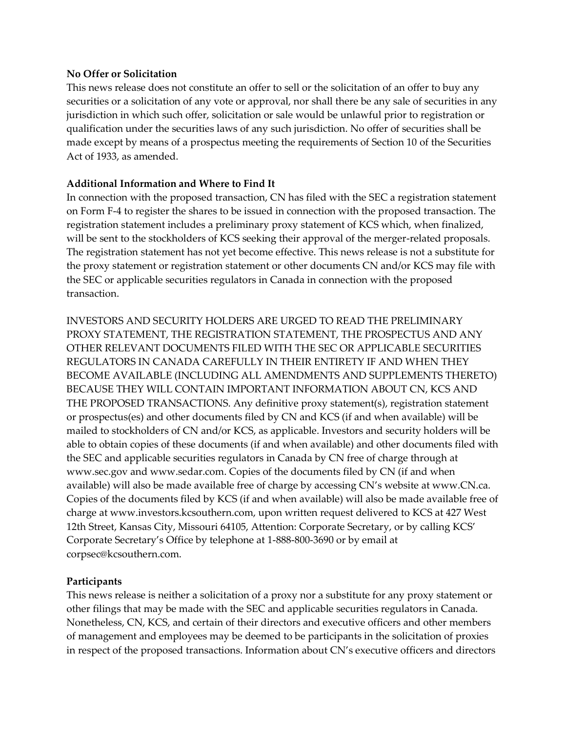**No Offer or Solicitation**

This news release does not constitute an offer to sell or the solicitation of an offer to buy any securities or a solicitation of any vote or approval, nor shall there be any sale of securities in any jurisdiction in which such offer, solicitation or sale would be unlawful prior to registration or qualification under the securities laws of any such jurisdiction. No offer of securities shall be made except by means of a prospectus meeting the requirements of Section 10 of the Securities Act of 1933, as amended.

**Additional Information and Where to Find It**

In connection with the proposed transaction, CN has filed with the SEC a registration statement on Form F-4 to register the shares to be issued in connection with the proposed transaction. The registration statement includes a preliminary proxy statement of KCS which, when finalized, will be sent to the stockholders of KCS seeking their approval of the merger-related proposals. The registration statement has not yet become effective. This news release is not a substitute for the proxy statement or registration statement or other documents CN and/or KCS may file with the SEC or applicable securities regulators in Canada in connection with the proposed transaction.

INVESTORS AND SECURITY HOLDERS ARE URGED TO READ THE PRELIMINARY PROXY STATEMENT, THE REGISTRATION STATEMENT, THE PROSPECTUS AND ANY OTHER RELEVANT DOCUMENTS FILED WITH THE SEC OR APPLICABLE SECURITIES REGULATORS IN CANADA CAREFULLY IN THEIR ENTIRETY IF AND WHEN THEY BECOME AVAILABLE (INCLUDING ALL AMENDMENTS AND SUPPLEMENTS THERETO) BECAUSE THEY WILL CONTAIN IMPORTANT INFORMATION ABOUT CN, KCS AND THE PROPOSED TRANSACTIONS. Any definitive proxy statement(s), registration statement or prospectus(es) and other documents filed by CN and KCS (if and when available) will be mailed to stockholders of CN and/or KCS, as applicable. Investors and security holders will be able to obtain copies of these documents (if and when available) and other documents filed with the SEC and applicable securities regulators in Canada by CN free of charge through at www.sec.gov and www.sedar.com. Copies of the documents filed by CN (if and when available) will also be made available free of charge by accessing CN's website at www.CN.ca. Copies of the documents filed by KCS (if and when available) will also be made available free of charge at www.investors.kcsouthern.com, upon written request delivered to KCS at 427 West 12th Street, Kansas City, Missouri 64105, Attention: Corporate Secretary, or by calling KCS' Corporate Secretary's Office by telephone at 1-888-800-3690 or by email at corpsec@kcsouthern.com.

**Participants**

This news release is neither a solicitation of a proxy nor a substitute for any proxy statement or other filings that may be made with the SEC and applicable securities regulators in Canada. Nonetheless, CN, KCS, and certain of their directors and executive officers and other members of management and employees may be deemed to be participants in the solicitation of proxies in respect of the proposed transactions. Information about CN's executive officers and directors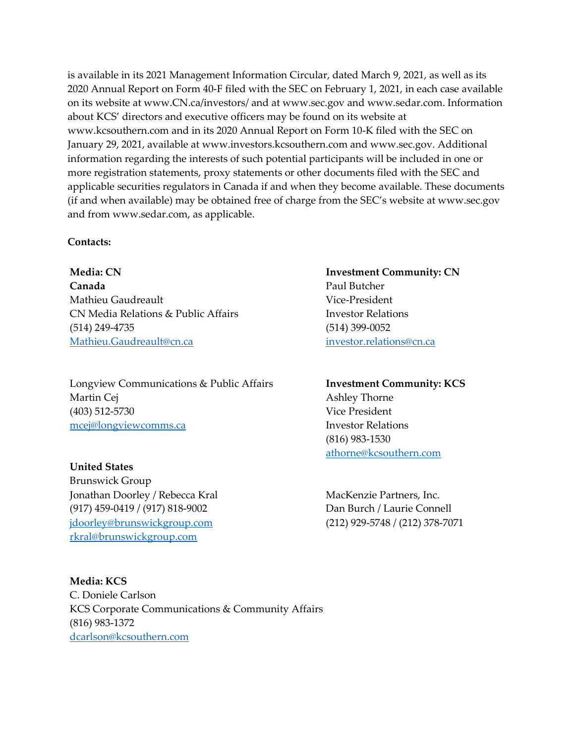is available in its 2021 Management Information Circular, dated March 9, 2021, as well as its 2020 Annual Report on Form 40-F filed with the SEC on February 1, 2021, in each case available on its website at www.CN.ca/investors/ and at www.sec.gov and www.sedar.com. Information about KCS' directors and executive officers may be found on its website at www.kcsouthern.com and in its 2020 Annual Report on Form 10-K filed with the SEC on January 29, 2021, available at www.investors.kcsouthern.com and www.sec.gov. Additional information regarding the interests of such potential participants will be included in one or more registration statements, proxy statements or other documents filed with the SEC and applicable securities regulators in Canada if and when they become available. These documents (if and when available) may be obtained free of charge from the SEC's website at www.sec.gov and from www.sedar.com, as applicable.

**Contacts:**

**Media: CN**
**Canada**
Mathieu Gaudreault
CN Media Relations & Public Affairs
(514) 249-4735
Mathieu.Gaudreault@cn.ca

Longview Communications & Public Affairs
Martin Cej
(403) 512-5730
mcej@longviewcomms.ca

**United States**
Brunswick Group
Jonathan Doorley / Rebecca Kral
(917) 459-0419 / (917) 818-9002
jdoorley@brunswickgroup.com
rkral@brunswickgroup.com

**Media: KCS**
C. Doniele Carlson
KCS Corporate Communications & Community Affairs
(816) 983-1372
dcarlson@kcsouthern.com

**Investment Community: CN**
Paul Butcher
Vice-President
Investor Relations
(514) 399-0052
investor.relations@cn.ca

**Investment Community: KCS**
Ashley Thorne
Vice President
Investor Relations
(816) 983-1530
athorne@kcsouthern.com

MacKenzie Partners, Inc.
Dan Burch / Laurie Connell
(212) 929-5748 / (212) 378-7071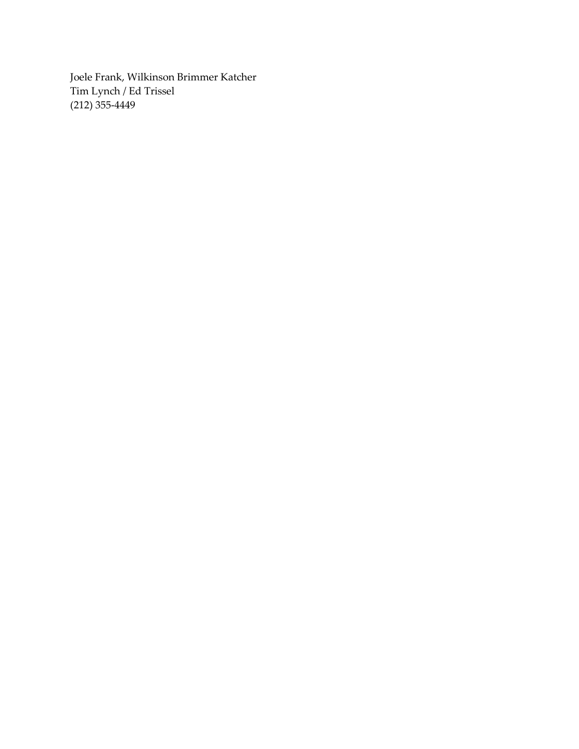Joele Frank, Wilkinson Brimmer Katcher
Tim Lynch / Ed Trissel
(212) 355-4449